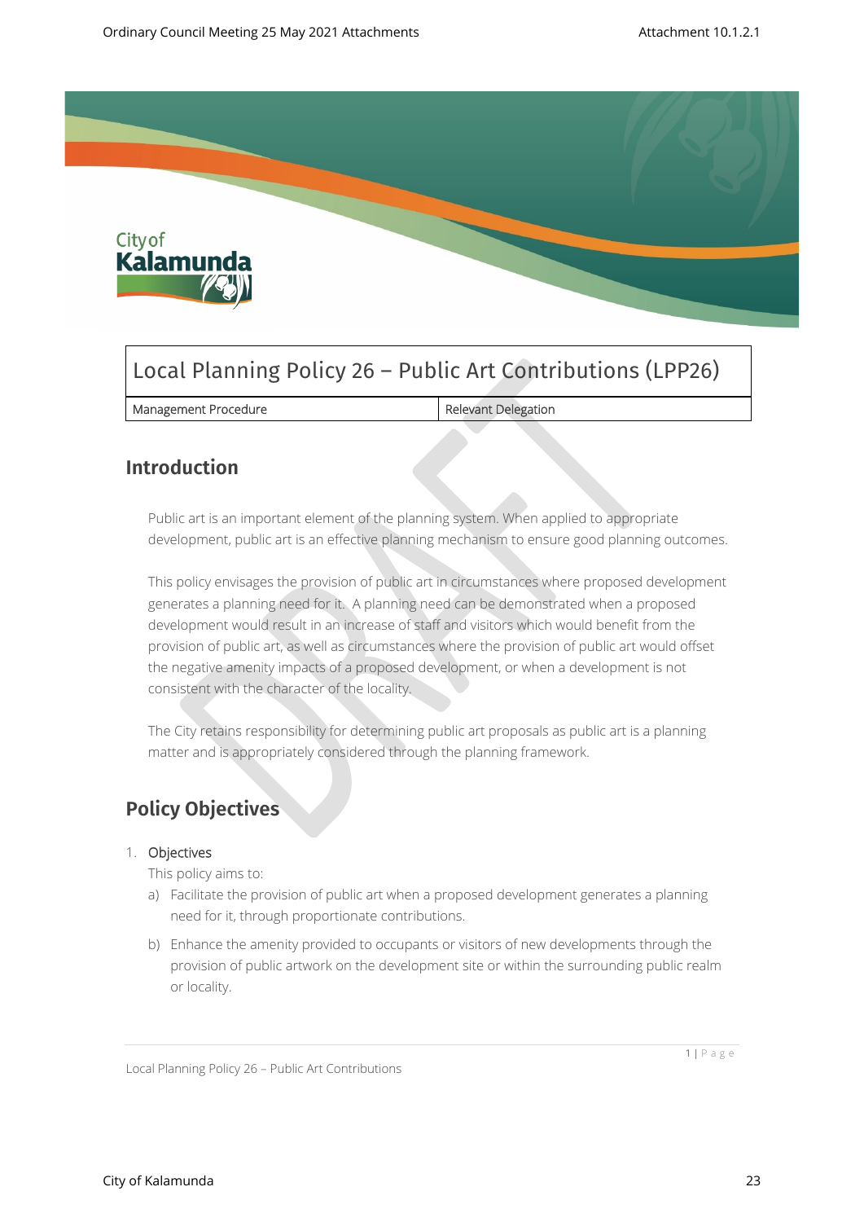# Local Planning Policy 26 – Public Art Contributions (LPP26)

| Management Procedure | Relevant Delegation |
| --- | --- |

## Introduction

Public art is an important element of the planning system. When applied to appropriate development, public art is an effective planning mechanism to ensure good planning outcomes.

This policy envisages the provision of public art in circumstances where proposed development generates a planning need for it. A planning need can be demonstrated when a proposed development would result in an increase of staff and visitors which would benefit from the provision of public art, as well as circumstances where the provision of public art would offset the negative amenity impacts of a proposed development, or when a development is not consistent with the character of the locality.

The City retains responsibility for determining public art proposals as public art is a planning matter and is appropriately considered through the planning framework.

## Policy Objectives

1. Objectives

   This policy aims to:

   a) Facilitate the provision of public art when a proposed development generates a planning need for it, through proportionate contributions.

   b) Enhance the amenity provided to occupants or visitors of new developments through the provision of public artwork on the development site or within the surrounding public realm or locality.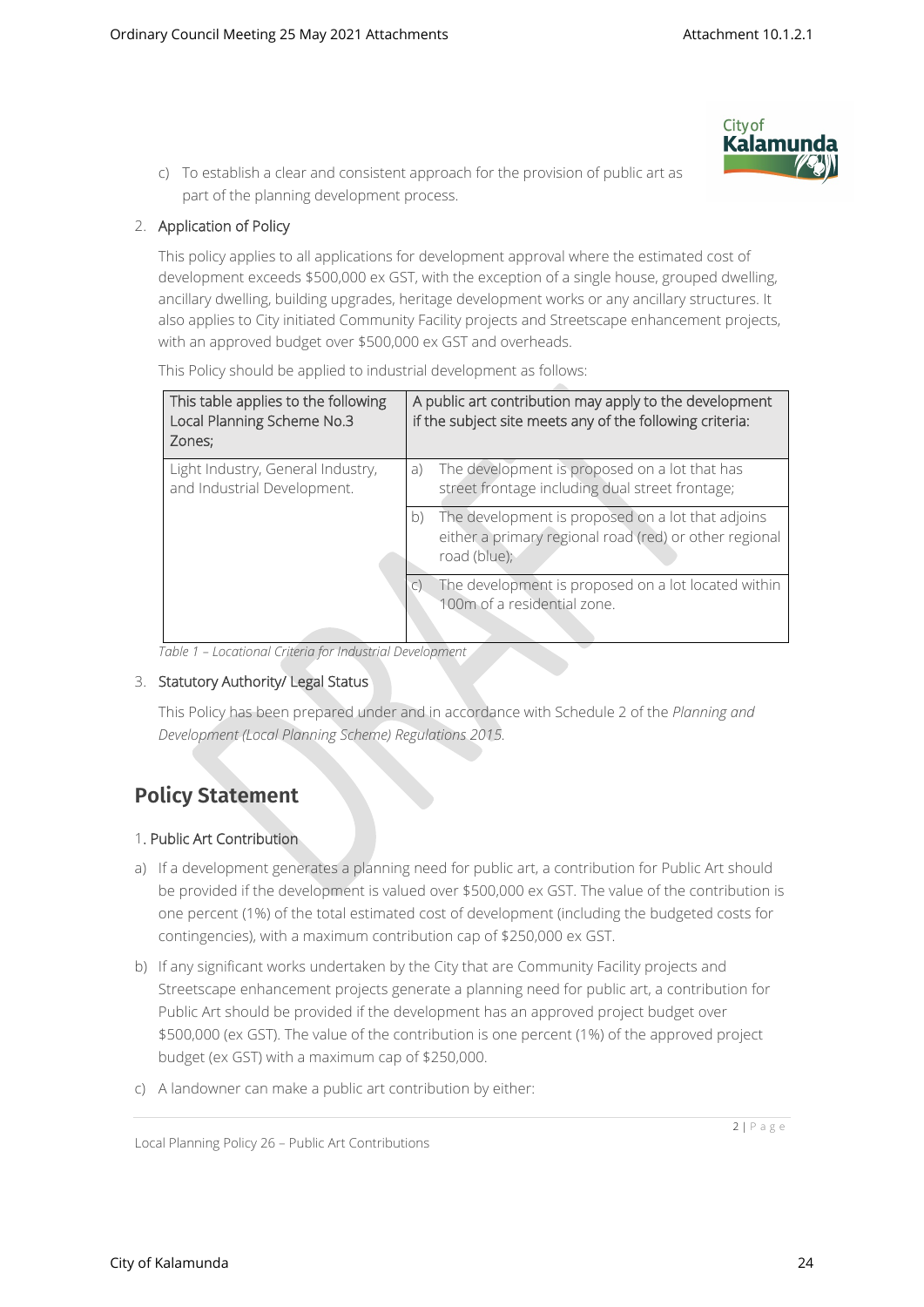c) To establish a clear and consistent approach for the provision of public art as part of the planning development process.

2. Application of Policy

This policy applies to all applications for development approval where the estimated cost of development exceeds $500,000 ex GST, with the exception of a single house, grouped dwelling, ancillary dwelling, building upgrades, heritage development works or any ancillary structures. It also applies to City initiated Community Facility projects and Streetscape enhancement projects, with an approved budget over $500,000 ex GST and overheads.

This Policy should be applied to industrial development as follows:

| This table applies to the following Local Planning Scheme No.3 Zones; | A public art contribution may apply to the development if the subject site meets any of the following criteria: |
|---|---|
| Light Industry, General Industry, and Industrial Development. | a) The development is proposed on a lot that has street frontage including dual street frontage; |
| | b) The development is proposed on a lot that adjoins either a primary regional road (red) or other regional road (blue); |
| | c) The development is proposed on a lot located within 100m of a residential zone. |

*Table 1 – Locational Criteria for Industrial Development*

3. Statutory Authority/ Legal Status

This Policy has been prepared under and in accordance with Schedule 2 of the *Planning and Development (Local Planning Scheme) Regulations 2015.*

## Policy Statement

1. Public Art Contribution

a) If a development generates a planning need for public art, a contribution for Public Art should be provided if the development is valued over $500,000 ex GST. The value of the contribution is one percent (1%) of the total estimated cost of development (including the budgeted costs for contingencies), with a maximum contribution cap of $250,000 ex GST.

b) If any significant works undertaken by the City that are Community Facility projects and Streetscape enhancement projects generate a planning need for public art, a contribution for Public Art should be provided if the development has an approved project budget over $500,000 (ex GST). The value of the contribution is one percent (1%) of the approved project budget (ex GST) with a maximum cap of $250,000.

c) A landowner can make a public art contribution by either: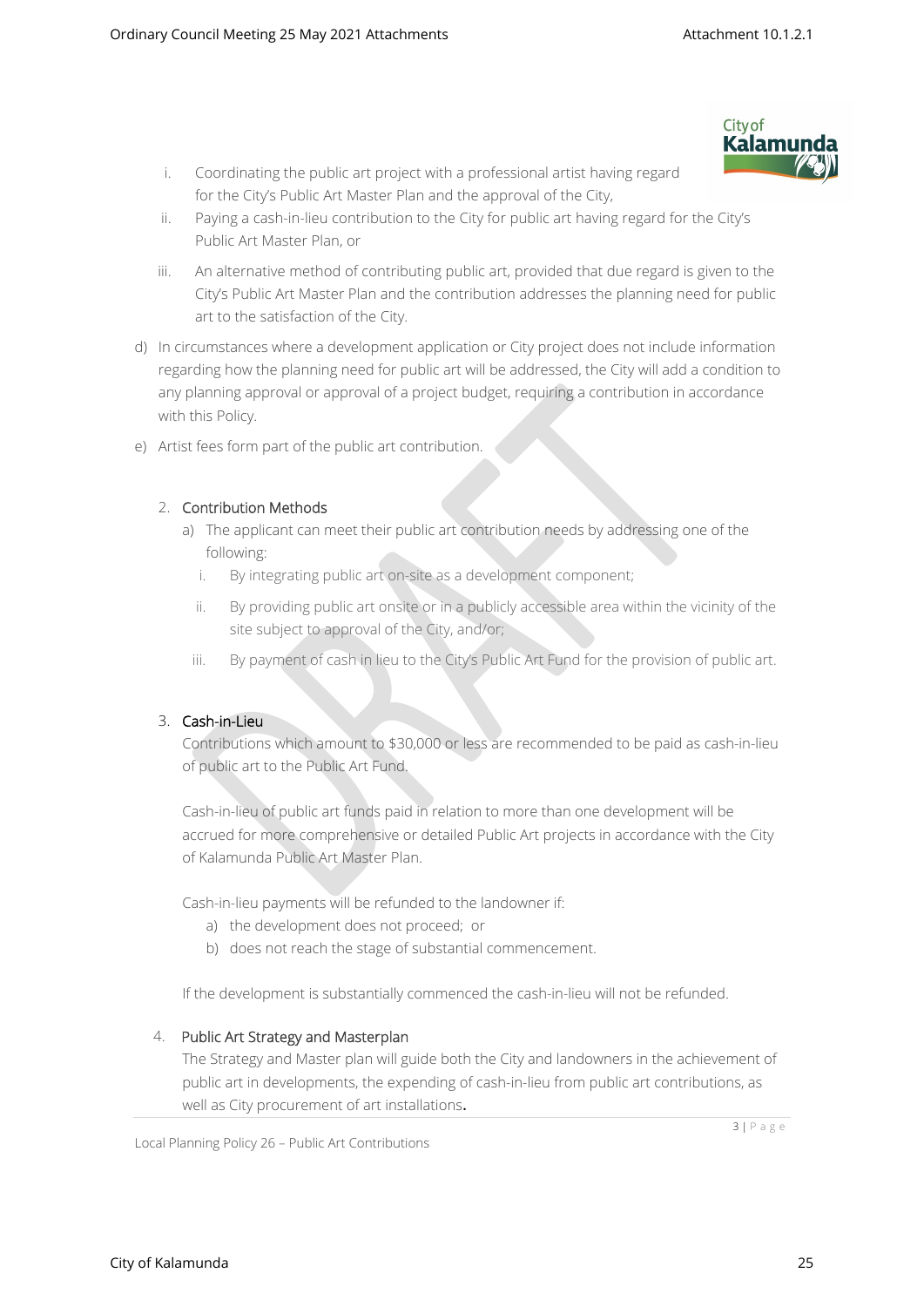i. Coordinating the public art project with a professional artist having regard for the City's Public Art Master Plan and the approval of the City,

ii. Paying a cash-in-lieu contribution to the City for public art having regard for the City's Public Art Master Plan, or

iii. An alternative method of contributing public art, provided that due regard is given to the City's Public Art Master Plan and the contribution addresses the planning need for public art to the satisfaction of the City.

d) In circumstances where a development application or City project does not include information regarding how the planning need for public art will be addressed, the City will add a condition to any planning approval or approval of a project budget, requiring a contribution in accordance with this Policy.

e) Artist fees form part of the public art contribution.

## 2. Contribution Methods

a) The applicant can meet their public art contribution needs by addressing one of the following:

i. By integrating public art on-site as a development component;

ii. By providing public art onsite or in a publicly accessible area within the vicinity of the site subject to approval of the City, and/or;

iii. By payment of cash in lieu to the City's Public Art Fund for the provision of public art.

## 3. Cash-in-Lieu

Contributions which amount to $30,000 or less are recommended to be paid as cash-in-lieu of public art to the Public Art Fund.

Cash-in-lieu of public art funds paid in relation to more than one development will be accrued for more comprehensive or detailed Public Art projects in accordance with the City of Kalamunda Public Art Master Plan.

Cash-in-lieu payments will be refunded to the landowner if:

a) the development does not proceed; or
b) does not reach the stage of substantial commencement.

If the development is substantially commenced the cash-in-lieu will not be refunded.

## 4. Public Art Strategy and Masterplan

The Strategy and Master plan will guide both the City and landowners in the achievement of public art in developments, the expending of cash-in-lieu from public art contributions, as well as City procurement of art installations.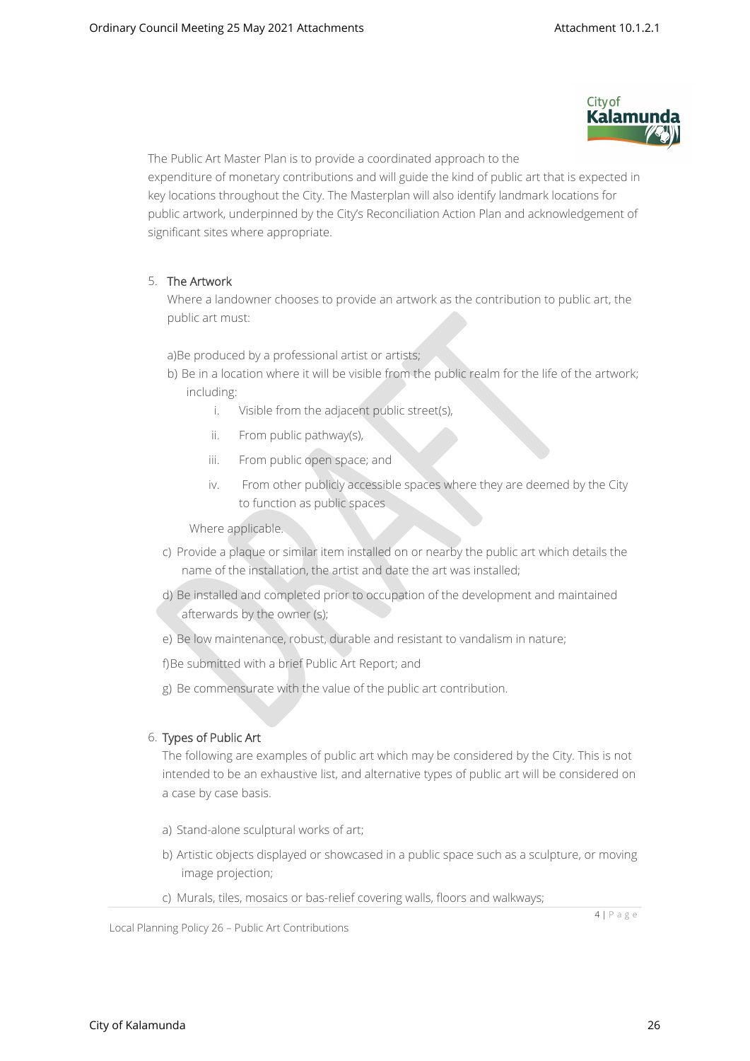The Public Art Master Plan is to provide a coordinated approach to the expenditure of monetary contributions and will guide the kind of public art that is expected in key locations throughout the City. The Masterplan will also identify landmark locations for public artwork, underpinned by the City's Reconciliation Action Plan and acknowledgement of significant sites where appropriate.

5. **The Artwork**

   Where a landowner chooses to provide an artwork as the contribution to public art, the public art must:

   a) Be produced by a professional artist or artists;

   b) Be in a location where it will be visible from the public realm for the life of the artwork; including:

      i. Visible from the adjacent public street(s),

      ii. From public pathway(s),

      iii. From public open space; and

      iv. From other publicly accessible spaces where they are deemed by the City to function as public spaces

      Where applicable.

   c) Provide a plaque or similar item installed on or nearby the public art which details the name of the installation, the artist and date the art was installed;

   d) Be installed and completed prior to occupation of the development and maintained afterwards by the owner (s);

   e) Be low maintenance, robust, durable and resistant to vandalism in nature;

   f) Be submitted with a brief Public Art Report; and

   g) Be commensurate with the value of the public art contribution.

6. **Types of Public Art**

   The following are examples of public art which may be considered by the City. This is not intended to be an exhaustive list, and alternative types of public art will be considered on a case by case basis.

   a) Stand-alone sculptural works of art;

   b) Artistic objects displayed or showcased in a public space such as a sculpture, or moving image projection;

   c) Murals, tiles, mosaics or bas-relief covering walls, floors and walkways;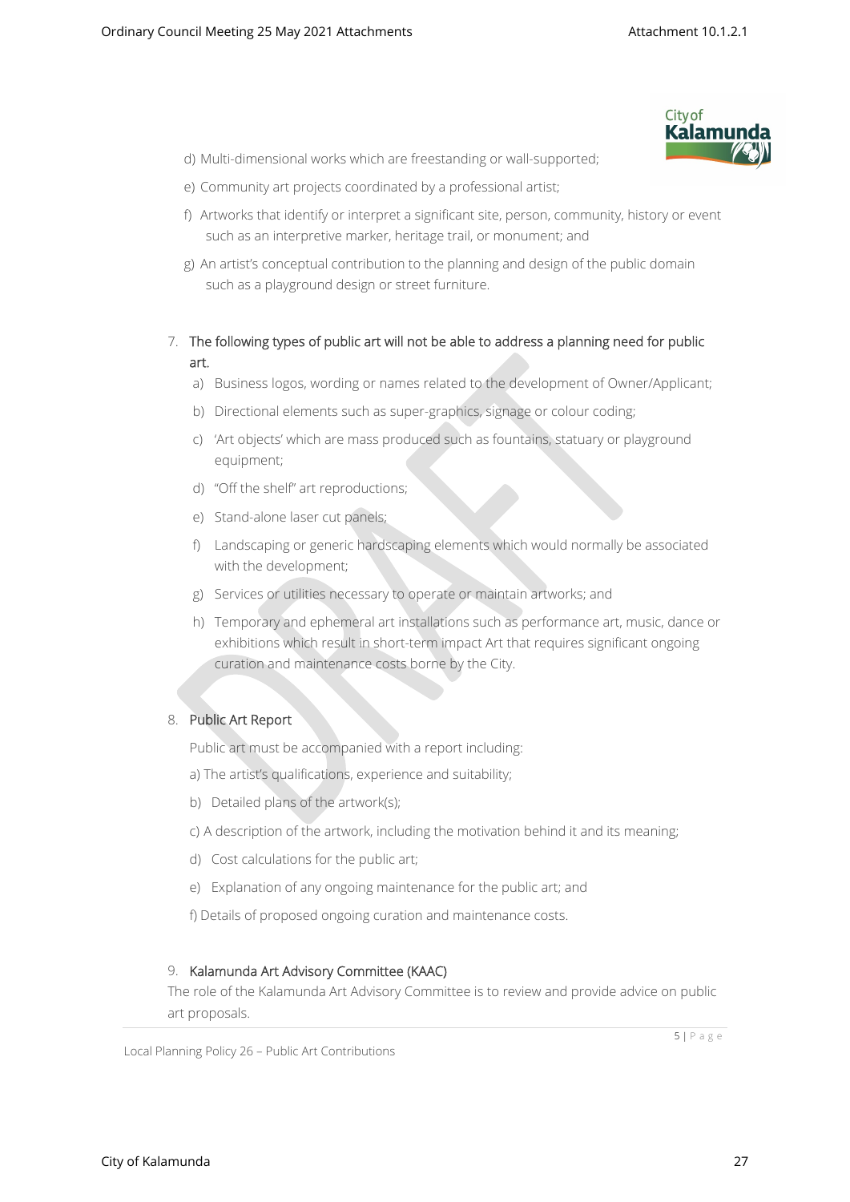d) Multi-dimensional works which are freestanding or wall-supported;

e) Community art projects coordinated by a professional artist;

f) Artworks that identify or interpret a significant site, person, community, history or event such as an interpretive marker, heritage trail, or monument; and

g) An artist's conceptual contribution to the planning and design of the public domain such as a playground design or street furniture.

7. **The following types of public art will not be able to address a planning need for public art.**

   a) Business logos, wording or names related to the development of Owner/Applicant;

   b) Directional elements such as super-graphics, signage or colour coding;

   c) 'Art objects' which are mass produced such as fountains, statuary or playground equipment;

   d) "Off the shelf" art reproductions;

   e) Stand-alone laser cut panels;

   f) Landscaping or generic hardscaping elements which would normally be associated with the development;

   g) Services or utilities necessary to operate or maintain artworks; and

   h) Temporary and ephemeral art installations such as performance art, music, dance or exhibitions which result in short-term impact Art that requires significant ongoing curation and maintenance costs borne by the City.

8. **Public Art Report**

   Public art must be accompanied with a report including:

   a) The artist's qualifications, experience and suitability;

   b) Detailed plans of the artwork(s);

   c) A description of the artwork, including the motivation behind it and its meaning;

   d) Cost calculations for the public art;

   e) Explanation of any ongoing maintenance for the public art; and

   f) Details of proposed ongoing curation and maintenance costs.

9. **Kalamunda Art Advisory Committee (KAAC)**

The role of the Kalamunda Art Advisory Committee is to review and provide advice on public art proposals.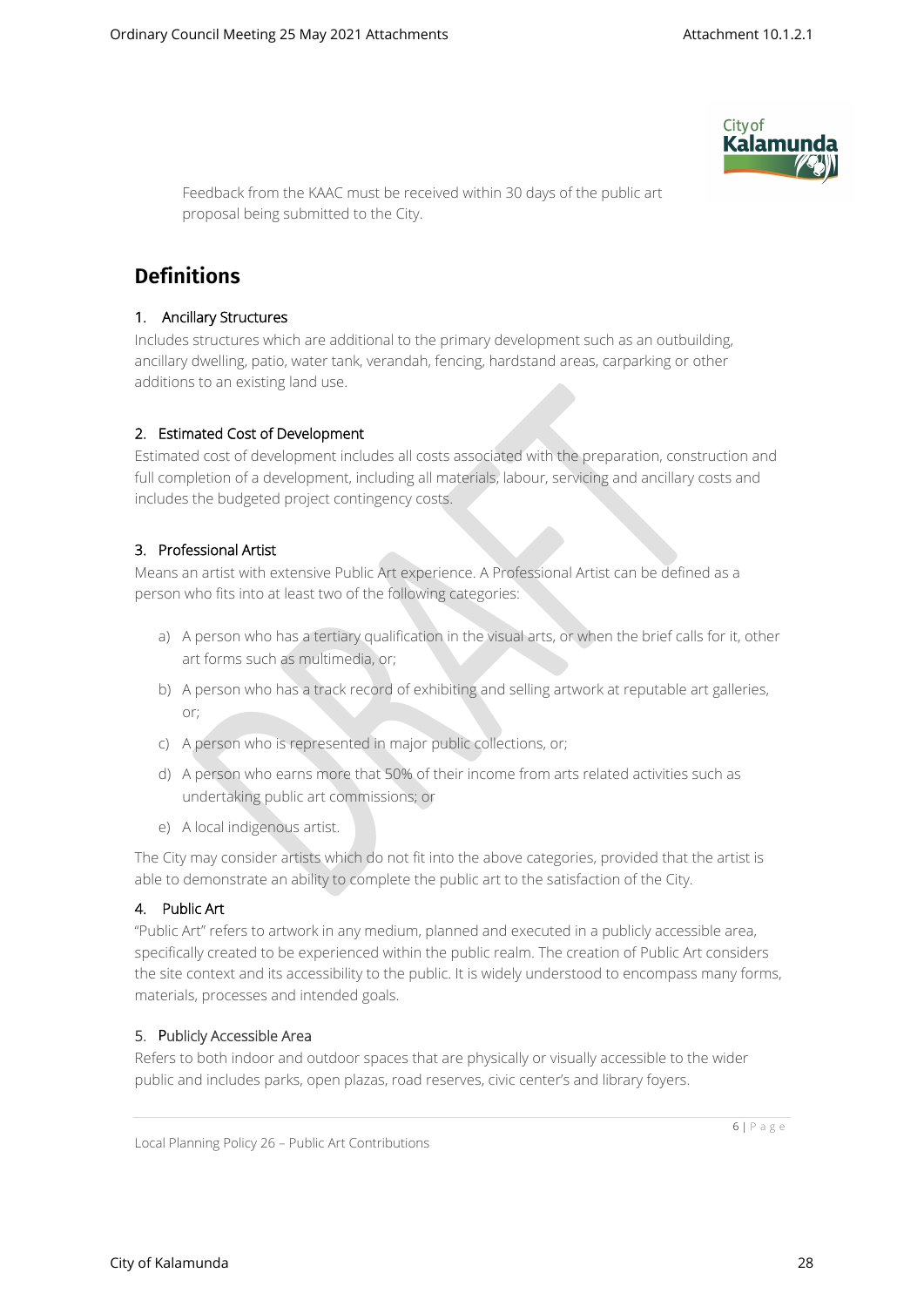Feedback from the KAAC must be received within 30 days of the public art proposal being submitted to the City.

## Definitions

### 1. Ancillary Structures

Includes structures which are additional to the primary development such as an outbuilding, ancillary dwelling, patio, water tank, verandah, fencing, hardstand areas, carparking or other additions to an existing land use.

### 2. Estimated Cost of Development

Estimated cost of development includes all costs associated with the preparation, construction and full completion of a development, including all materials, labour, servicing and ancillary costs and includes the budgeted project contingency costs.

### 3. Professional Artist

Means an artist with extensive Public Art experience. A Professional Artist can be defined as a person who fits into at least two of the following categories:

a) A person who has a tertiary qualification in the visual arts, or when the brief calls for it, other art forms such as multimedia, or;

b) A person who has a track record of exhibiting and selling artwork at reputable art galleries, or;

c) A person who is represented in major public collections, or;

d) A person who earns more that 50% of their income from arts related activities such as undertaking public art commissions; or

e) A local indigenous artist.

The City may consider artists which do not fit into the above categories, provided that the artist is able to demonstrate an ability to complete the public art to the satisfaction of the City.

### 4. Public Art

"Public Art" refers to artwork in any medium, planned and executed in a publicly accessible area, specifically created to be experienced within the public realm. The creation of Public Art considers the site context and its accessibility to the public. It is widely understood to encompass many forms, materials, processes and intended goals.

### 5. Publicly Accessible Area

Refers to both indoor and outdoor spaces that are physically or visually accessible to the wider public and includes parks, open plazas, road reserves, civic center's and library foyers.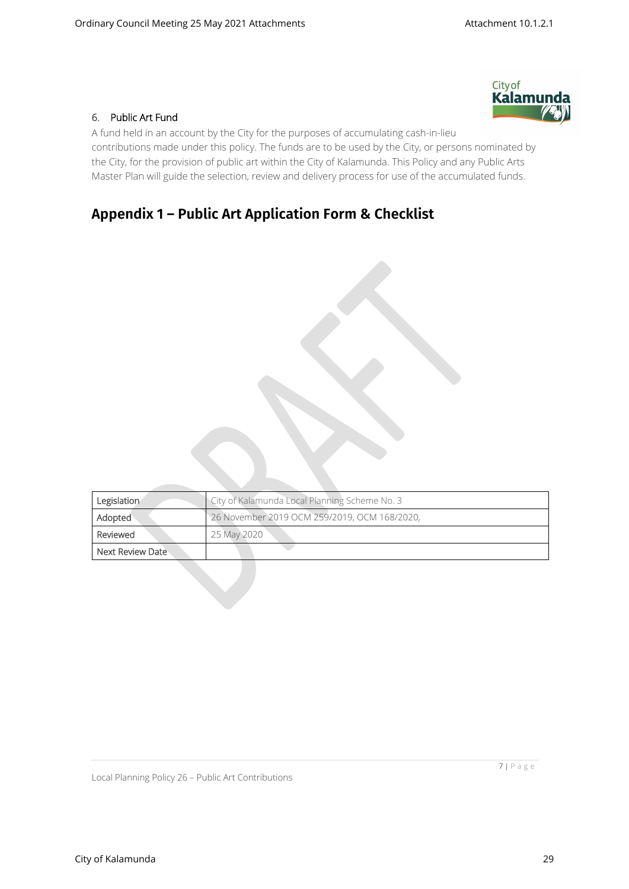### 6. Public Art Fund

A fund held in an account by the City for the purposes of accumulating cash-in-lieu contributions made under this policy. The funds are to be used by the City, or persons nominated by the City, for the provision of public art within the City of Kalamunda. This Policy and any Public Arts Master Plan will guide the selection, review and delivery process for use of the accumulated funds.

## Appendix 1 – Public Art Application Form & Checklist

| | |
|---|---|
| Legislation | City of Kalamunda Local Planning Scheme No. 3 |
| Adopted | 26 November 2019 OCM 259/2019, OCM 168/2020, |
| Reviewed | 25 May 2020 |
| Next Review Date | |